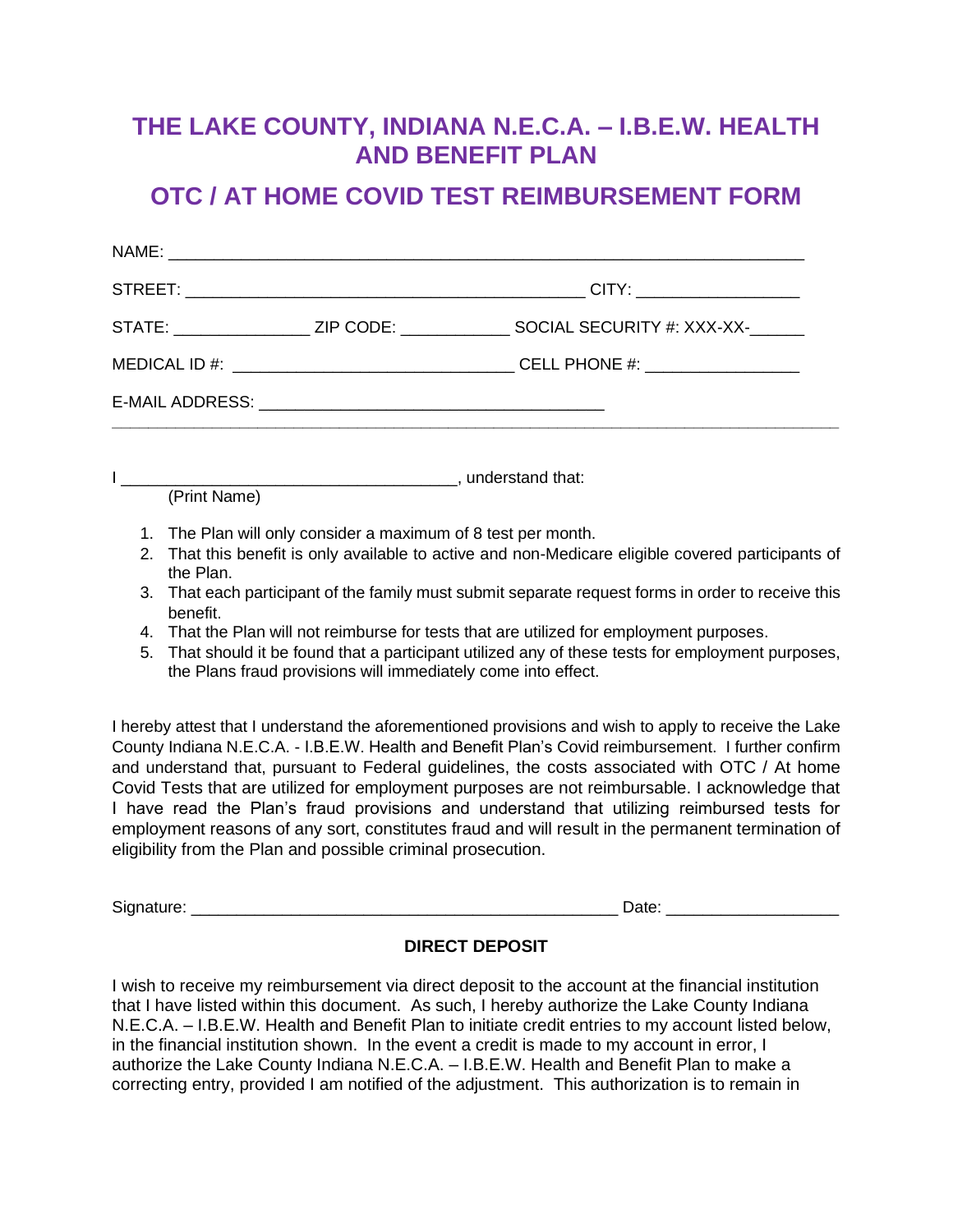# THE LAKE COUNTY, INDIANA N.E.C.A. – I.B.E.W. HEALTH AND BENEFIT PLAN

## OTC / AT HOME COVID TEST REIMBURSEMENT FORM

NAME: ______________________________________________________________________

STREET: ____________________________________________ CITY: _________________

STATE: ______________ ZIP CODE: ___________ SOCIAL SECURITY #: XXX-XX-______

MEDICAL ID #: ______________________________ CELL PHONE #: ________________

E-MAIL ADDRESS: ____________________________________

---

I ____________________________________, understand that:
(Print Name)

1. The Plan will only consider a maximum of 8 test per month.
2. That this benefit is only available to active and non-Medicare eligible covered participants of the Plan.
3. That each participant of the family must submit separate request forms in order to receive this benefit.
4. That the Plan will not reimburse for tests that are utilized for employment purposes.
5. That should it be found that a participant utilized any of these tests for employment purposes, the Plans fraud provisions will immediately come into effect.

I hereby attest that I understand the aforementioned provisions and wish to apply to receive the Lake County Indiana N.E.C.A. - I.B.E.W. Health and Benefit Plan's Covid reimbursement. I further confirm and understand that, pursuant to Federal guidelines, the costs associated with OTC / At home Covid Tests that are utilized for employment purposes are not reimbursable. I acknowledge that I have read the Plan's fraud provisions and understand that utilizing reimbursed tests for employment reasons of any sort, constitutes fraud and will result in the permanent termination of eligibility from the Plan and possible criminal prosecution.

Signature: _______________________________________________ Date: __________________

**DIRECT DEPOSIT**

I wish to receive my reimbursement via direct deposit to the account at the financial institution that I have listed within this document. As such, I hereby authorize the Lake County Indiana N.E.C.A. – I.B.E.W. Health and Benefit Plan to initiate credit entries to my account listed below, in the financial institution shown. In the event a credit is made to my account in error, I authorize the Lake County Indiana N.E.C.A. – I.B.E.W. Health and Benefit Plan to make a correcting entry, provided I am notified of the adjustment. This authorization is to remain in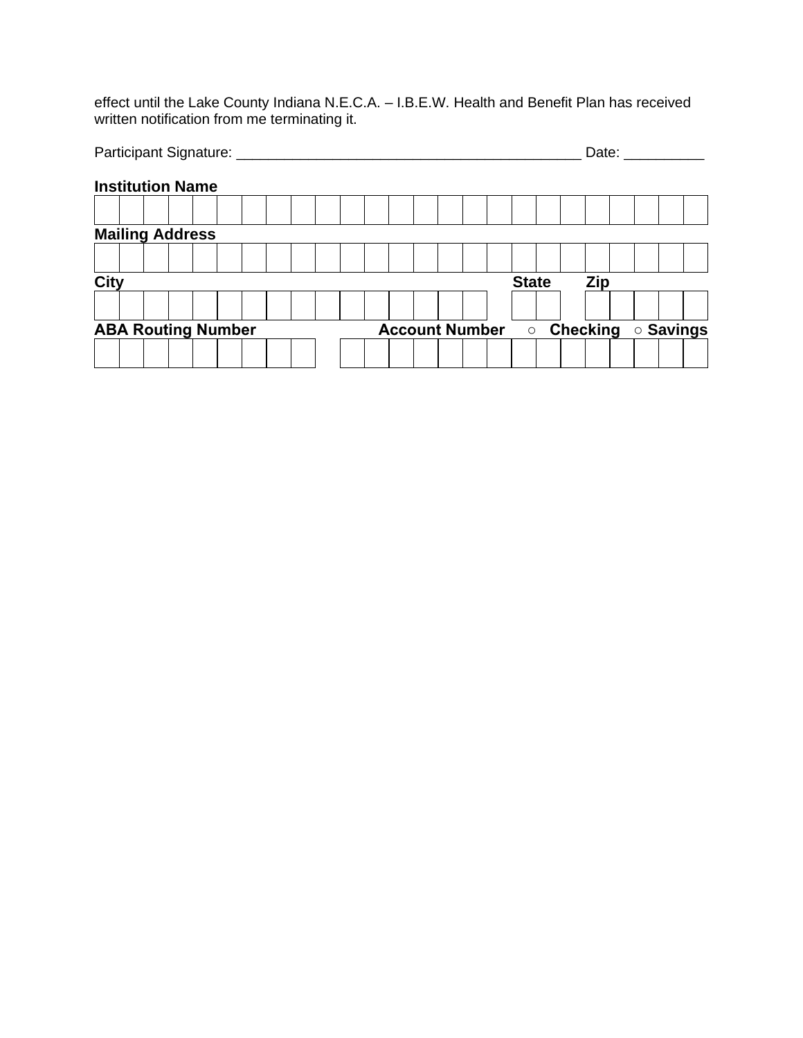effect until the Lake County Indiana N.E.C.A. – I.B.E.W. Health and Benefit Plan has received written notification from me terminating it.

Participant Signature: ____________________________________________ Date: __________

**Institution Name**

| | | | | | | | | | | | | | | | | | | | | | | | | |
|---|---|---|---|---|---|---|---|---|---|---|---|---|---|---|---|---|---|---|---|---|---|---|---|---|
| | | | | | | | | | | | | | | | | | | | | | | | | |

**Mailing Address**

| | | | | | | | | | | | | | | | | | | | | | | | | |
|---|---|---|---|---|---|---|---|---|---|---|---|---|---|---|---|---|---|---|---|---|---|---|---|---|
| | | | | | | | | | | | | | | | | | | | | | | | | |

**City** **State** **Zip**

| | | | | | | | | | | | | | | | | | | | | | | | | |
|---|---|---|---|---|---|---|---|---|---|---|---|---|---|---|---|---|---|---|---|---|---|---|---|---|
| | | | | | | | | | | | | | | | | | | | | | | | | |

**ABA Routing Number** **Account Number** ○ **Checking** ○ **Savings**

| | | | | | | | | | | | | | | | | | | | | | | | | |
|---|---|---|---|---|---|---|---|---|---|---|---|---|---|---|---|---|---|---|---|---|---|---|---|---|
| | | | | | | | | | | | | | | | | | | | | | | | | |